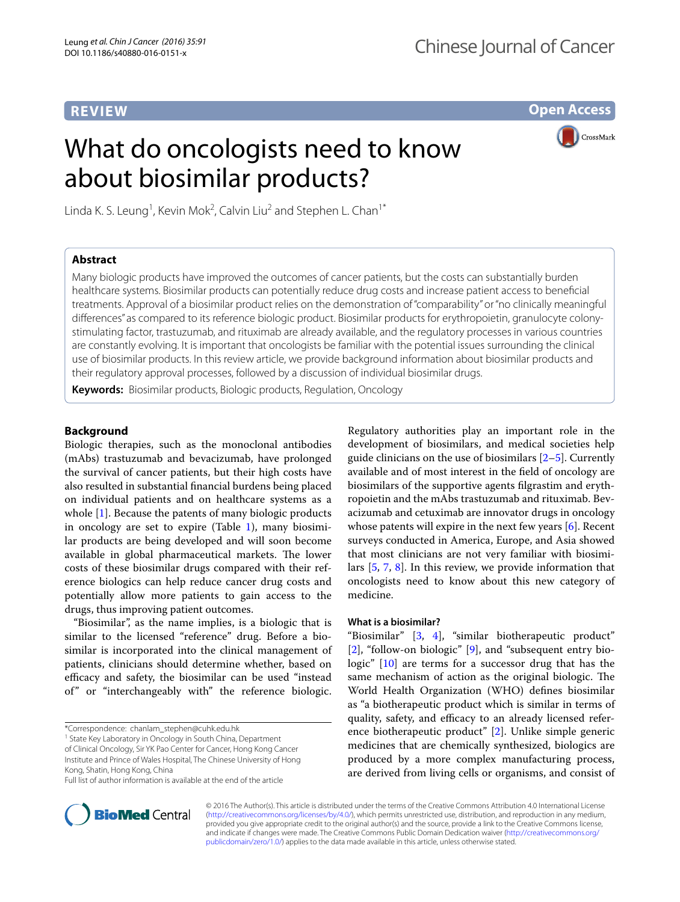REVIEW

Open Access

# What do oncologists need to know about biosimilar products?

Linda K. S. Leung[1], Kevin Mok[2], Calvin Liu[2] and Stephen L. Chan[1*]

## Abstract

Many biologic products have improved the outcomes of cancer patients, but the costs can substantially burden healthcare systems. Biosimilar products can potentially reduce drug costs and increase patient access to beneficial treatments. Approval of a biosimilar product relies on the demonstration of "comparability" or "no clinically meaningful differences" as compared to its reference biologic product. Biosimilar products for erythropoietin, granulocyte colony-stimulating factor, trastuzumab, and rituximab are already available, and the regulatory processes in various countries are constantly evolving. It is important that oncologists be familiar with the potential issues surrounding the clinical use of biosimilar products. In this review article, we provide background information about biosimilar products and their regulatory approval processes, followed by a discussion of individual biosimilar drugs.

**Keywords:** Biosimilar products, Biologic products, Regulation, Oncology

## Background

Biologic therapies, such as the monoclonal antibodies (mAbs) trastuzumab and bevacizumab, have prolonged the survival of cancer patients, but their high costs have also resulted in substantial financial burdens being placed on individual patients and on healthcare systems as a whole [1]. Because the patents of many biologic products in oncology are set to expire (Table 1), many biosimilar products are being developed and will soon become available in global pharmaceutical markets. The lower costs of these biosimilar drugs compared with their reference biologics can help reduce cancer drug costs and potentially allow more patients to gain access to the drugs, thus improving patient outcomes.

"Biosimilar", as the name implies, is a biologic that is similar to the licensed "reference" drug. Before a biosimilar is incorporated into the clinical management of patients, clinicians should determine whether, based on efficacy and safety, the biosimilar can be used "instead of" or "interchangeably with" the reference biologic. Regulatory authorities play an important role in the development of biosimilars, and medical societies help guide clinicians on the use of biosimilars [2–5]. Currently available and of most interest in the field of oncology are biosimilars of the supportive agents filgrastim and erythropoietin and the mAbs trastuzumab and rituximab. Bevacizumab and cetuximab are innovator drugs in oncology whose patents will expire in the next few years [6]. Recent surveys conducted in America, Europe, and Asia showed that most clinicians are not very familiar with biosimilars [5, 7, 8]. In this review, we provide information that oncologists need to know about this new category of medicine.

### What is a biosimilar?

"Biosimilar" [3, 4], "similar biotherapeutic product" [2], "follow-on biologic" [9], and "subsequent entry biologic" [10] are terms for a successor drug that has the same mechanism of action as the original biologic. The World Health Organization (WHO) defines biosimilar as "a biotherapeutic product which is similar in terms of quality, safety, and efficacy to an already licensed reference biotherapeutic product" [2]. Unlike simple generic medicines that are chemically synthesized, biologics are produced by a more complex manufacturing process, are derived from living cells or organisms, and consist of

*Correspondence: chanlam_stephen@cuhk.edu.hk
[1] State Key Laboratory in Oncology in South China, Department of Clinical Oncology, Sir YK Pao Center for Cancer, Hong Kong Cancer Institute and Prince of Wales Hospital, The Chinese University of Hong Kong, Shatin, Hong Kong, China
Full list of author information is available at the end of the article

© 2016 The Author(s). This article is distributed under the terms of the Creative Commons Attribution 4.0 International License (http://creativecommons.org/licenses/by/4.0/), which permits unrestricted use, distribution, and reproduction in any medium, provided you give appropriate credit to the original author(s) and the source, provide a link to the Creative Commons license, and indicate if changes were made. The Creative Commons Public Domain Dedication waiver (http://creativecommons.org/publicdomain/zero/1.0/) applies to the data made available in this article, unless otherwise stated.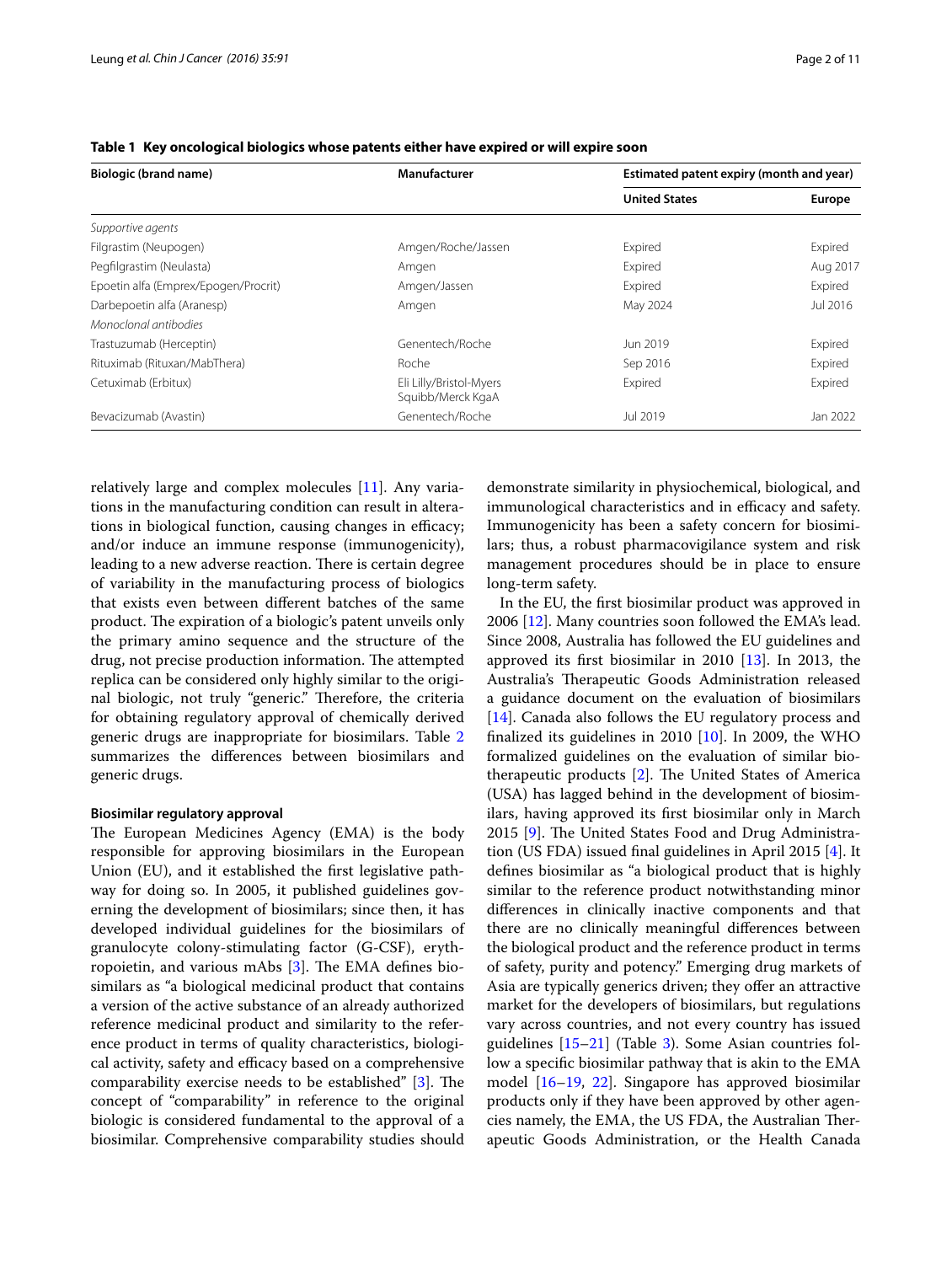**Table 1 Key oncological biologics whose patents either have expired or will expire soon**

| Biologic (brand name) | Manufacturer | Estimated patent expiry (month and year) | |
|---|---|---|---|
| | | United States | Europe |
| *Supportive agents* | | | |
| Filgrastim (Neupogen) | Amgen/Roche/Jassen | Expired | Expired |
| Pegfilgrastim (Neulasta) | Amgen | Expired | Aug 2017 |
| Epoetin alfa (Emprex/Epogen/Procrit) | Amgen/Jassen | Expired | Expired |
| Darbepoetin alfa (Aranesp) | Amgen | May 2024 | Jul 2016 |
| *Monoclonal antibodies* | | | |
| Trastuzumab (Herceptin) | Genentech/Roche | Jun 2019 | Expired |
| Rituximab (Rituxan/MabThera) | Roche | Sep 2016 | Expired |
| Cetuximab (Erbitux) | Eli Lilly/Bristol-Myers Squibb/Merck KgaA | Expired | Expired |
| Bevacizumab (Avastin) | Genentech/Roche | Jul 2019 | Jan 2022 |

relatively large and complex molecules [11]. Any variations in the manufacturing condition can result in alterations in biological function, causing changes in efficacy; and/or induce an immune response (immunogenicity), leading to a new adverse reaction. There is certain degree of variability in the manufacturing process of biologics that exists even between different batches of the same product. The expiration of a biologic's patent unveils only the primary amino sequence and the structure of the drug, not precise production information. The attempted replica can be considered only highly similar to the original biologic, not truly "generic." Therefore, the criteria for obtaining regulatory approval of chemically derived generic drugs are inappropriate for biosimilars. Table 2 summarizes the differences between biosimilars and generic drugs.

#### Biosimilar regulatory approval

The European Medicines Agency (EMA) is the body responsible for approving biosimilars in the European Union (EU), and it established the first legislative pathway for doing so. In 2005, it published guidelines governing the development of biosimilars; since then, it has developed individual guidelines for the biosimilars of granulocyte colony-stimulating factor (G-CSF), erythropoietin, and various mAbs [3]. The EMA defines biosimilars as "a biological medicinal product that contains a version of the active substance of an already authorized reference medicinal product and similarity to the reference product in terms of quality characteristics, biological activity, safety and efficacy based on a comprehensive comparability exercise needs to be established" [3]. The concept of "comparability" in reference to the original biologic is considered fundamental to the approval of a biosimilar. Comprehensive comparability studies should demonstrate similarity in physiochemical, biological, and immunological characteristics and in efficacy and safety. Immunogenicity has been a safety concern for biosimilars; thus, a robust pharmacovigilance system and risk management procedures should be in place to ensure long-term safety.

In the EU, the first biosimilar product was approved in 2006 [12]. Many countries soon followed the EMA's lead. Since 2008, Australia has followed the EU guidelines and approved its first biosimilar in 2010 [13]. In 2013, the Australia's Therapeutic Goods Administration released a guidance document on the evaluation of biosimilars [14]. Canada also follows the EU regulatory process and finalized its guidelines in 2010 [10]. In 2009, the WHO formalized guidelines on the evaluation of similar biotherapeutic products [2]. The United States of America (USA) has lagged behind in the development of biosimilars, having approved its first biosimilar only in March 2015 [9]. The United States Food and Drug Administration (US FDA) issued final guidelines in April 2015 [4]. It defines biosimilar as "a biological product that is highly similar to the reference product notwithstanding minor differences in clinically inactive components and that there are no clinically meaningful differences between the biological product and the reference product in terms of safety, purity and potency." Emerging drug markets of Asia are typically generics driven; they offer an attractive market for the developers of biosimilars, but regulations vary across countries, and not every country has issued guidelines [15–21] (Table 3). Some Asian countries follow a specific biosimilar pathway that is akin to the EMA model [16–19, 22]. Singapore has approved biosimilar products only if they have been approved by other agencies namely, the EMA, the US FDA, the Australian Therapeutic Goods Administration, or the Health Canada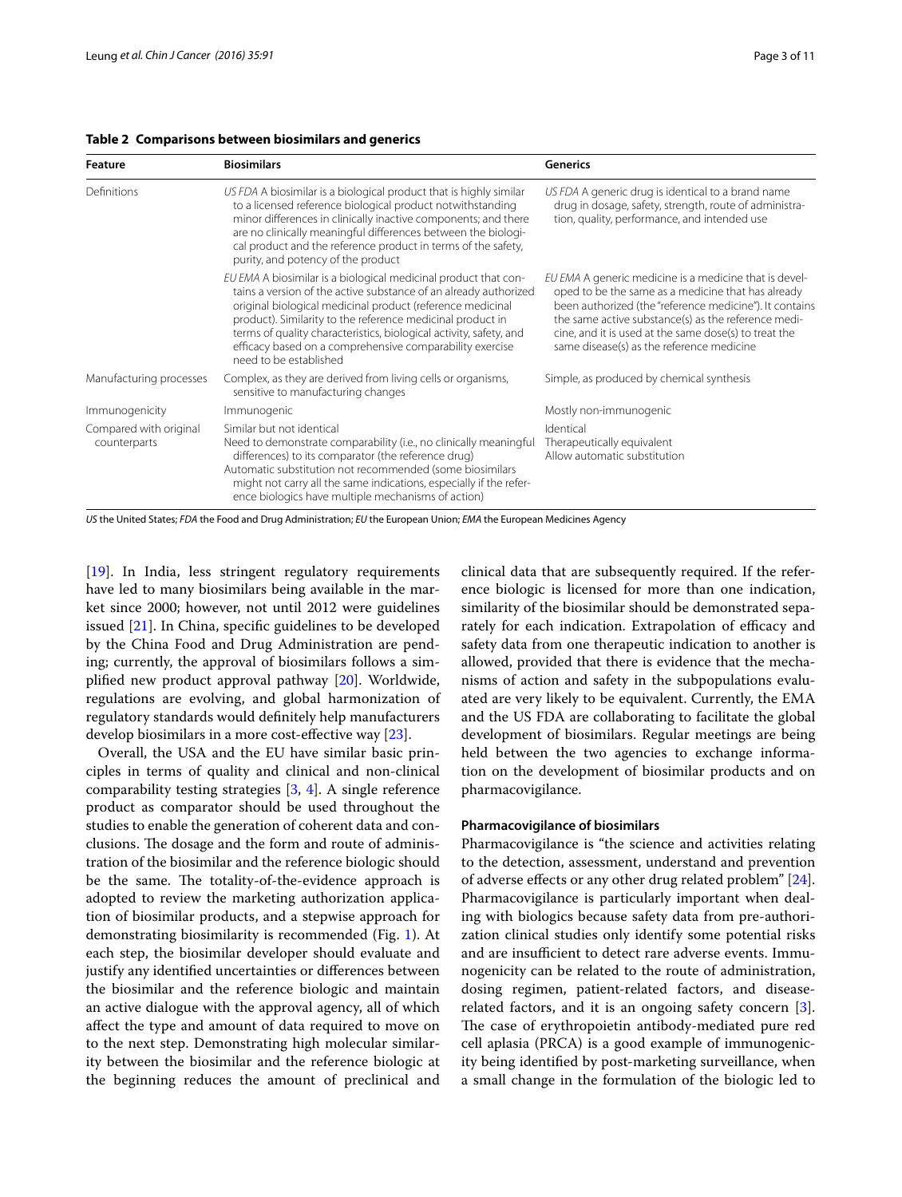**Table 2 Comparisons between biosimilars and generics**

| Feature | Biosimilars | Generics |
|---|---|---|
| Definitions | *US FDA* A biosimilar is a biological product that is highly similar to a licensed reference biological product notwithstanding minor differences in clinically inactive components; and there are no clinically meaningful differences between the biological product and the reference product in terms of the safety, purity, and potency of the product | *US FDA* A generic drug is identical to a brand name drug in dosage, safety, strength, route of administration, quality, performance, and intended use |
| | *EU EMA* A biosimilar is a biological medicinal product that contains a version of the active substance of an already authorized original biological medicinal product (reference medicinal product). Similarity to the reference medicinal product in terms of quality characteristics, biological activity, safety, and efficacy based on a comprehensive comparability exercise need to be established | *EU EMA* A generic medicine is a medicine that is developed to be the same as a medicine that has already been authorized (the "reference medicine"). It contains the same active substance(s) as the reference medicine, and it is used at the same dose(s) to treat the same disease(s) as the reference medicine |
| Manufacturing processes | Complex, as they are derived from living cells or organisms, sensitive to manufacturing changes | Simple, as produced by chemical synthesis |
| Immunogenicity | Immunogenic | Mostly non-immunogenic |
| Compared with original counterparts | Similar but not identical<br>Need to demonstrate comparability (i.e., no clinically meaningful differences) to its comparator (the reference drug)<br>Automatic substitution not recommended (some biosimilars might not carry all the same indications, especially if the reference biologics have multiple mechanisms of action) | Identical<br>Therapeutically equivalent<br>Allow automatic substitution |

*US* the United States; *FDA* the Food and Drug Administration; *EU* the European Union; *EMA* the European Medicines Agency

[19]. In India, less stringent regulatory requirements have led to many biosimilars being available in the market since 2000; however, not until 2012 were guidelines issued [21]. In China, specific guidelines to be developed by the China Food and Drug Administration are pending; currently, the approval of biosimilars follows a simplified new product approval pathway [20]. Worldwide, regulations are evolving, and global harmonization of regulatory standards would definitely help manufacturers develop biosimilars in a more cost-effective way [23].

Overall, the USA and the EU have similar basic principles in terms of quality and clinical and non-clinical comparability testing strategies [3, 4]. A single reference product as comparator should be used throughout the studies to enable the generation of coherent data and conclusions. The dosage and the form and route of administration of the biosimilar and the reference biologic should be the same. The totality-of-the-evidence approach is adopted to review the marketing authorization application of biosimilar products, and a stepwise approach for demonstrating biosimilarity is recommended (Fig. 1). At each step, the biosimilar developer should evaluate and justify any identified uncertainties or differences between the biosimilar and the reference biologic and maintain an active dialogue with the approval agency, all of which affect the type and amount of data required to move on to the next step. Demonstrating high molecular similarity between the biosimilar and the reference biologic at the beginning reduces the amount of preclinical and clinical data that are subsequently required. If the reference biologic is licensed for more than one indication, similarity of the biosimilar should be demonstrated separately for each indication. Extrapolation of efficacy and safety data from one therapeutic indication to another is allowed, provided that there is evidence that the mechanisms of action and safety in the subpopulations evaluated are very likely to be equivalent. Currently, the EMA and the US FDA are collaborating to facilitate the global development of biosimilars. Regular meetings are being held between the two agencies to exchange information on the development of biosimilar products and on pharmacovigilance.

### Pharmacovigilance of biosimilars

Pharmacovigilance is "the science and activities relating to the detection, assessment, understand and prevention of adverse effects or any other drug related problem" [24]. Pharmacovigilance is particularly important when dealing with biologics because safety data from pre-authorization clinical studies only identify some potential risks and are insufficient to detect rare adverse events. Immunogenicity can be related to the route of administration, dosing regimen, patient-related factors, and disease-related factors, and it is an ongoing safety concern [3]. The case of erythropoietin antibody-mediated pure red cell aplasia (PRCA) is a good example of immunogenicity being identified by post-marketing surveillance, when a small change in the formulation of the biologic led to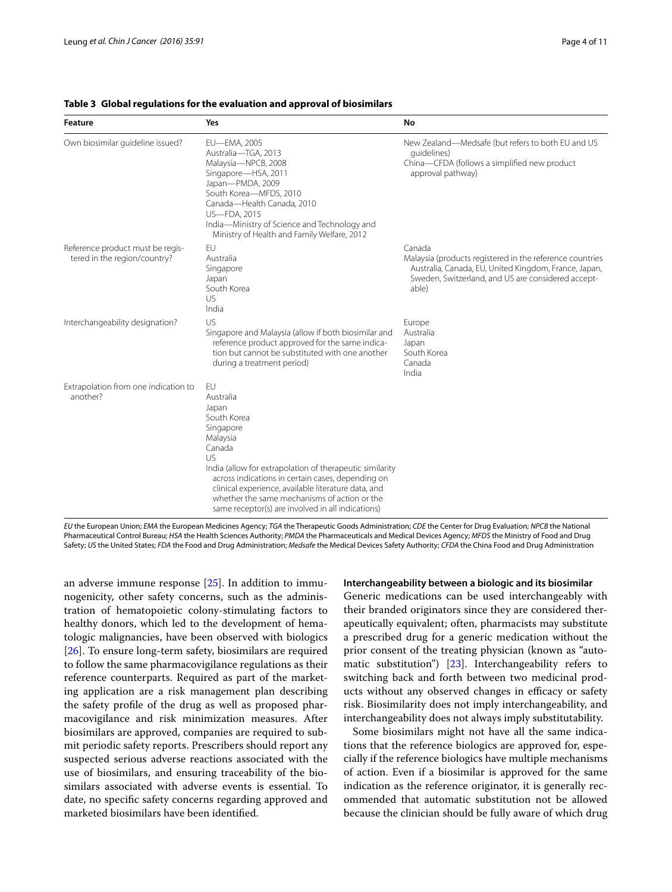**Table 3 Global regulations for the evaluation and approval of biosimilars**

| Feature | Yes | No |
|---|---|---|
| Own biosimilar guideline issued? | EU—EMA, 2005<br>Australia—TGA, 2013<br>Malaysia—NPCB, 2008<br>Singapore—HSA, 2011<br>Japan—PMDA, 2009<br>South Korea—MFDS, 2010<br>Canada—Health Canada, 2010<br>US—FDA, 2015<br>India—Ministry of Science and Technology and Ministry of Health and Family Welfare, 2012 | New Zealand—Medsafe (but refers to both EU and US guidelines)<br>China—CFDA (follows a simplified new product approval pathway) |
| Reference product must be registered in the region/country? | EU<br>Australia<br>Singapore<br>Japan<br>South Korea<br>US<br>India | Canada<br>Malaysia (products registered in the reference countries Australia, Canada, EU, United Kingdom, France, Japan, Sweden, Switzerland, and US are considered acceptable) |
| Interchangeability designation? | US<br>Singapore and Malaysia (allow if both biosimilar and reference product approved for the same indication but cannot be substituted with one another during a treatment period) | Europe<br>Australia<br>Japan<br>South Korea<br>Canada<br>India |
| Extrapolation from one indication to another? | EU<br>Australia<br>Japan<br>South Korea<br>Singapore<br>Malaysia<br>Canada<br>US<br>India (allow for extrapolation of therapeutic similarity across indications in certain cases, depending on clinical experience, available literature data, and whether the same mechanisms of action or the same receptor(s) are involved in all indications) | |

*EU* the European Union; *EMA* the European Medicines Agency; *TGA* the Therapeutic Goods Administration; *CDE* the Center for Drug Evaluation; *NPCB* the National Pharmaceutical Control Bureau; *HSA* the Health Sciences Authority; *PMDA* the Pharmaceuticals and Medical Devices Agency; *MFDS* the Ministry of Food and Drug Safety; *US* the United States; *FDA* the Food and Drug Administration; *Medsafe* the Medical Devices Safety Authority; *CFDA* the China Food and Drug Administration

an adverse immune response [25]. In addition to immunogenicity, other safety concerns, such as the administration of hematopoietic colony-stimulating factors to healthy donors, which led to the development of hematologic malignancies, have been observed with biologics [26]. To ensure long-term safety, biosimilars are required to follow the same pharmacovigilance regulations as their reference counterparts. Required as part of the marketing application are a risk management plan describing the safety profile of the drug as well as proposed pharmacovigilance and risk minimization measures. After biosimilars are approved, companies are required to submit periodic safety reports. Prescribers should report any suspected serious adverse reactions associated with the use of biosimilars, and ensuring traceability of the biosimilars associated with adverse events is essential. To date, no specific safety concerns regarding approved and marketed biosimilars have been identified.

### Interchangeability between a biologic and its biosimilar

Generic medications can be used interchangeably with their branded originators since they are considered therapeutically equivalent; often, pharmacists may substitute a prescribed drug for a generic medication without the prior consent of the treating physician (known as "automatic substitution") [23]. Interchangeability refers to switching back and forth between two medicinal products without any observed changes in efficacy or safety risk. Biosimilarity does not imply interchangeability, and interchangeability does not always imply substitutability.

Some biosimilars might not have all the same indications that the reference biologics are approved for, especially if the reference biologics have multiple mechanisms of action. Even if a biosimilar is approved for the same indication as the reference originator, it is generally recommended that automatic substitution not be allowed because the clinician should be fully aware of which drug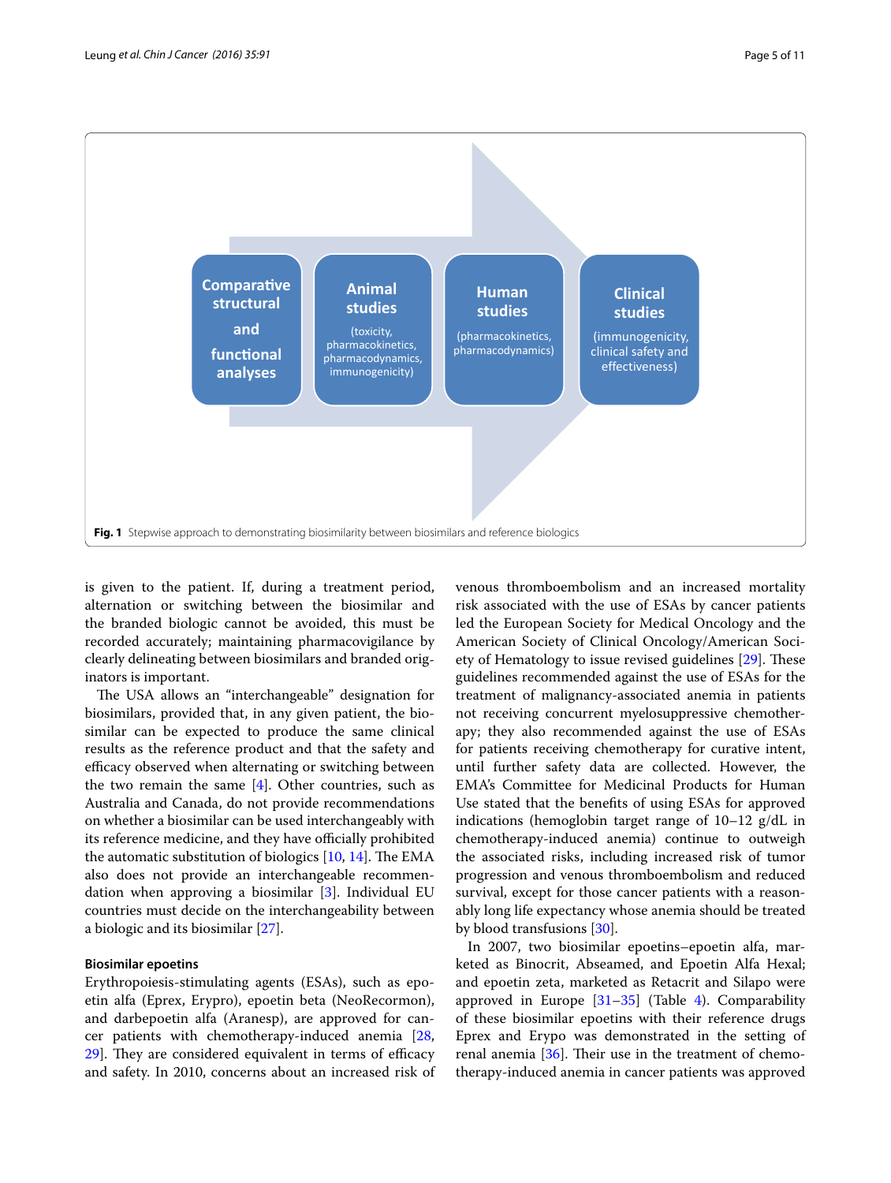Comparative structural and functional analyses → Animal studies (toxicity, pharmacokinetics, pharmacodynamics, immunogenicity) → Human studies (pharmacokinetics, pharmacodynamics) → Clinical studies (immunogenicity, clinical safety and effectiveness)

**Fig. 1** Stepwise approach to demonstrating biosimilarity between biosimilars and reference biologics

is given to the patient. If, during a treatment period, alternation or switching between the biosimilar and the branded biologic cannot be avoided, this must be recorded accurately; maintaining pharmacovigilance by clearly delineating between biosimilars and branded originators is important.

The USA allows an "interchangeable" designation for biosimilars, provided that, in any given patient, the biosimilar can be expected to produce the same clinical results as the reference product and that the safety and efficacy observed when alternating or switching between the two remain the same [4]. Other countries, such as Australia and Canada, do not provide recommendations on whether a biosimilar can be used interchangeably with its reference medicine, and they have officially prohibited the automatic substitution of biologics [10, 14]. The EMA also does not provide an interchangeable recommendation when approving a biosimilar [3]. Individual EU countries must decide on the interchangeability between a biologic and its biosimilar [27].

#### Biosimilar epoetins

Erythropoiesis-stimulating agents (ESAs), such as epoetin alfa (Eprex, Erypro), epoetin beta (NeoRecormon), and darbepoetin alfa (Aranesp), are approved for cancer patients with chemotherapy-induced anemia [28, 29]. They are considered equivalent in terms of efficacy and safety. In 2010, concerns about an increased risk of venous thromboembolism and an increased mortality risk associated with the use of ESAs by cancer patients led the European Society for Medical Oncology and the American Society of Clinical Oncology/American Society of Hematology to issue revised guidelines [29]. These guidelines recommended against the use of ESAs for the treatment of malignancy-associated anemia in patients not receiving concurrent myelosuppressive chemotherapy; they also recommended against the use of ESAs for patients receiving chemotherapy for curative intent, until further safety data are collected. However, the EMA's Committee for Medicinal Products for Human Use stated that the benefits of using ESAs for approved indications (hemoglobin target range of 10–12 g/dL in chemotherapy-induced anemia) continue to outweigh the associated risks, including increased risk of tumor progression and venous thromboembolism and reduced survival, except for those cancer patients with a reasonably long life expectancy whose anemia should be treated by blood transfusions [30].

In 2007, two biosimilar epoetins–epoetin alfa, marketed as Binocrit, Abseamed, and Epoetin Alfa Hexal; and epoetin zeta, marketed as Retacrit and Silapo were approved in Europe [31–35] (Table 4). Comparability of these biosimilar epoetins with their reference drugs Eprex and Erypo was demonstrated in the setting of renal anemia [36]. Their use in the treatment of chemotherapy-induced anemia in cancer patients was approved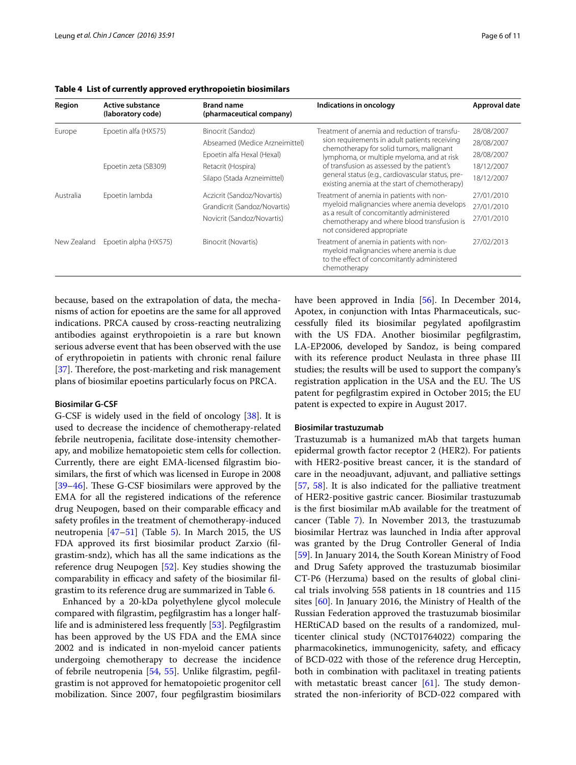**Table 4 List of currently approved erythropoietin biosimilars**

| Region | Active substance (laboratory code) | Brand name (pharmaceutical company) | Indications in oncology | Approval date |
|---|---|---|---|---|
| Europe | Epoetin alfa (HX575) | Binocrit (Sandoz) | Treatment of anemia and reduction of transfusion requirements in adult patients receiving chemotherapy for solid tumors, malignant lymphoma, or multiple myeloma, and at risk of transfusion as assessed by the patient's general status (e.g., cardiovascular status, pre-existing anemia at the start of chemotherapy) | 28/08/2007 |
| | | Abseamed (Medice Arzneimittel) | | 28/08/2007 |
| | | Epoetin alfa Hexal (Hexal) | | 28/08/2007 |
| | Epoetin zeta (SB309) | Retacrit (Hospira) | | 18/12/2007 |
| | | Silapo (Stada Arzneimittel) | | 18/12/2007 |
| Australia | Epoetin lambda | Aczicrit (Sandoz/Novartis) | Treatment of anemia in patients with non-myeloid malignancies where anemia develops as a result of concomitantly administered chemotherapy and where blood transfusion is not considered appropriate | 27/01/2010 |
| | | Grandicrit (Sandoz/Novartis) | | 27/01/2010 |
| | | Novicrit (Sandoz/Novartis) | | 27/01/2010 |
| New Zealand | Epoetin alpha (HX575) | Binocrit (Novartis) | Treatment of anemia in patients with non-myeloid malignancies where anemia is due to the effect of concomitantly administered chemotherapy | 27/02/2013 |

because, based on the extrapolation of data, the mechanisms of action for epoetins are the same for all approved indications. PRCA caused by cross-reacting neutralizing antibodies against erythropoietin is a rare but known serious adverse event that has been observed with the use of erythropoietin in patients with chronic renal failure [37]. Therefore, the post-marketing and risk management plans of biosimilar epoetins particularly focus on PRCA.

### Biosimilar G-CSF

G-CSF is widely used in the field of oncology [38]. It is used to decrease the incidence of chemotherapy-related febrile neutropenia, facilitate dose-intensity chemotherapy, and mobilize hematopoietic stem cells for collection. Currently, there are eight EMA-licensed filgrastim biosimilars, the first of which was licensed in Europe in 2008 [39–46]. These G-CSF biosimilars were approved by the EMA for all the registered indications of the reference drug Neupogen, based on their comparable efficacy and safety profiles in the treatment of chemotherapy-induced neutropenia [47–51] (Table 5). In March 2015, the US FDA approved its first biosimilar product Zarxio (filgrastim-sndz), which has all the same indications as the reference drug Neupogen [52]. Key studies showing the comparability in efficacy and safety of the biosimilar filgrastim to its reference drug are summarized in Table 6.

Enhanced by a 20-kDa polyethylene glycol molecule compared with filgrastim, pegfilgrastim has a longer half-life and is administered less frequently [53]. Pegfilgrastim has been approved by the US FDA and the EMA since 2002 and is indicated in non-myeloid cancer patients undergoing chemotherapy to decrease the incidence of febrile neutropenia [54, 55]. Unlike filgrastim, pegfilgrastim is not approved for hematopoietic progenitor cell mobilization. Since 2007, four pegfilgrastim biosimilars have been approved in India [56]. In December 2014, Apotex, in conjunction with Intas Pharmaceuticals, successfully filed its biosimilar pegylated apofilgrastim with the US FDA. Another biosimilar pegfilgrastim, LA-EP2006, developed by Sandoz, is being compared with its reference product Neulasta in three phase III studies; the results will be used to support the company's registration application in the USA and the EU. The US patent for pegfilgrastim expired in October 2015; the EU patent is expected to expire in August 2017.

### Biosimilar trastuzumab

Trastuzumab is a humanized mAb that targets human epidermal growth factor receptor 2 (HER2). For patients with HER2-positive breast cancer, it is the standard of care in the neoadjuvant, adjuvant, and palliative settings [57, 58]. It is also indicated for the palliative treatment of HER2-positive gastric cancer. Biosimilar trastuzumab is the first biosimilar mAb available for the treatment of cancer (Table 7). In November 2013, the trastuzumab biosimilar Hertraz was launched in India after approval was granted by the Drug Controller General of India [59]. In January 2014, the South Korean Ministry of Food and Drug Safety approved the trastuzumab biosimilar CT-P6 (Herzuma) based on the results of global clinical trials involving 558 patients in 18 countries and 115 sites [60]. In January 2016, the Ministry of Health of the Russian Federation approved the trastuzumab biosimilar HERtiCAD based on the results of a randomized, multicenter clinical study (NCT01764022) comparing the pharmacokinetics, immunogenicity, safety, and efficacy of BCD-022 with those of the reference drug Herceptin, both in combination with paclitaxel in treating patients with metastatic breast cancer [61]. The study demonstrated the non-inferiority of BCD-022 compared with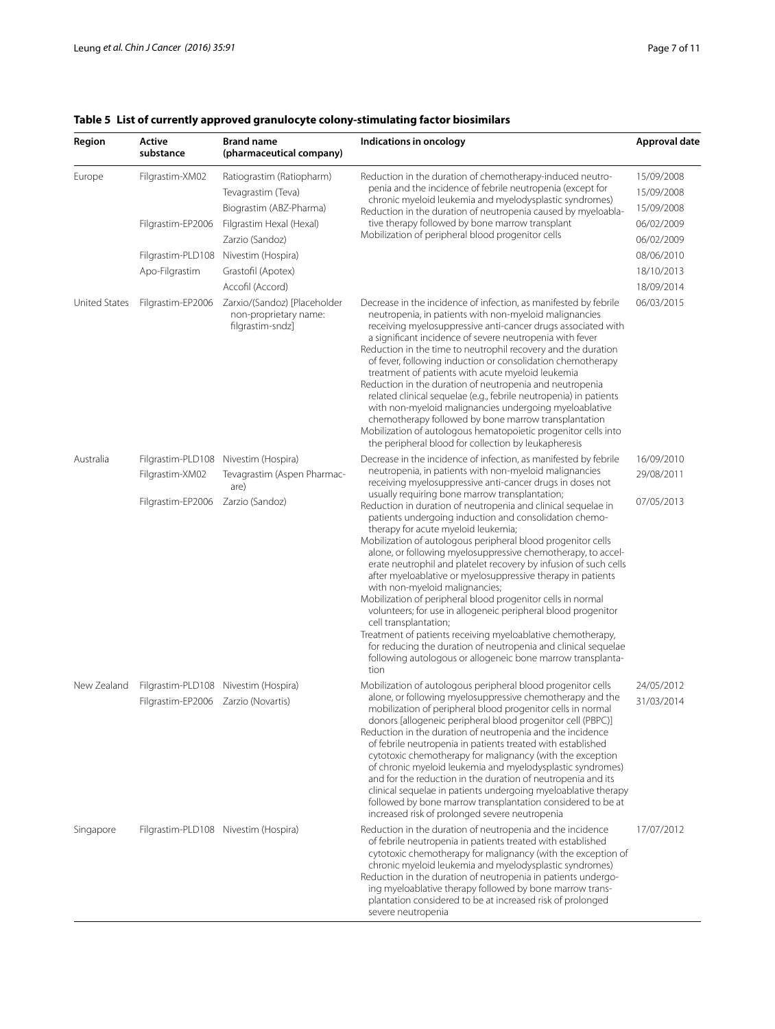**Table 5 List of currently approved granulocyte colony-stimulating factor biosimilars**

| Region | Active substance | Brand name (pharmaceutical company) | Indications in oncology | Approval date |
|---|---|---|---|---|
| Europe | Filgrastim-XM02 | Ratiograstim (Ratiopharm) | Reduction in the duration of chemotherapy-induced neutropenia and the incidence of febrile neutropenia (except for chronic myeloid leukemia and myelodysplastic syndromes)<br>Reduction in the duration of neutropenia caused by myeloablative therapy followed by bone marrow transplant<br>Mobilization of peripheral blood progenitor cells | 15/09/2008 |
| | | Tevagrastim (Teva) | | 15/09/2008 |
| | | Biograstim (ABZ-Pharma) | | 15/09/2008 |
| | Filgrastim-EP2006 | Filgrastim Hexal (Hexal) | | 06/02/2009 |
| | | Zarzio (Sandoz) | | 06/02/2009 |
| | Filgrastim-PLD108 | Nivestim (Hospira) | | 08/06/2010 |
| | Apo-Filgrastim | Grastofil (Apotex) | | 18/10/2013 |
| | | Accofil (Accord) | | 18/09/2014 |
| United States | Filgrastim-EP2006 | Zarxio/(Sandoz) [Placeholder non-proprietary name: filgrastim-sndz] | Decrease in the incidence of infection, as manifested by febrile neutropenia, in patients with non-myeloid malignancies receiving myelosuppressive anti-cancer drugs associated with a significant incidence of severe neutropenia with fever<br>Reduction in the time to neutrophil recovery and the duration of fever, following induction or consolidation chemotherapy treatment of patients with acute myeloid leukemia<br>Reduction in the duration of neutropenia and neutropenia related clinical sequelae (e.g., febrile neutropenia) in patients with non-myeloid malignancies undergoing myeloablative chemotherapy followed by bone marrow transplantation<br>Mobilization of autologous hematopoietic progenitor cells into the peripheral blood for collection by leukapheresis | 06/03/2015 |
| Australia | Filgrastim-PLD108 | Nivestim (Hospira) | Decrease in the incidence of infection, as manifested by febrile neutropenia, in patients with non-myeloid malignancies receiving myelosuppressive anti-cancer drugs in doses not usually requiring bone marrow transplantation;<br>Reduction in duration of neutropenia and clinical sequelae in patients undergoing induction and consolidation chemotherapy for acute myeloid leukemia;<br>Mobilization of autologous peripheral blood progenitor cells alone, or following myelosuppressive chemotherapy, to accelerate neutrophil and platelet recovery by infusion of such cells after myeloablative or myelosuppressive therapy in patients with non-myeloid malignancies;<br>Mobilization of peripheral blood progenitor cells in normal volunteers; for use in allogeneic peripheral blood progenitor cell transplantation;<br>Treatment of patients receiving myeloablative chemotherapy, for reducing the duration of neutropenia and clinical sequelae following autologous or allogeneic bone marrow transplantation | 16/09/2010 |
| | Filgrastim-XM02 | Tevagrastim (Aspen Pharmacare) | | 29/08/2011 |
| | Filgrastim-EP2006 | Zarzio (Sandoz) | | 07/05/2013 |
| New Zealand | Filgrastim-PLD108 | Nivestim (Hospira) | Mobilization of autologous peripheral blood progenitor cells alone, or following myelosuppressive chemotherapy and the mobilization of peripheral blood progenitor cells in normal donors [allogeneic peripheral blood progenitor cell (PBPC)]<br>Reduction in the duration of neutropenia and the incidence of febrile neutropenia in patients treated with established cytotoxic chemotherapy for malignancy (with the exception of chronic myeloid leukemia and myelodysplastic syndromes) and for the reduction in the duration of neutropenia and its clinical sequelae in patients undergoing myeloablative therapy followed by bone marrow transplantation considered to be at increased risk of prolonged severe neutropenia | 24/05/2012 |
| | Filgrastim-EP2006 | Zarzio (Novartis) | | 31/03/2014 |
| Singapore | Filgrastim-PLD108 | Nivestim (Hospira) | Reduction in the duration of neutropenia and the incidence of febrile neutropenia in patients treated with established cytotoxic chemotherapy for malignancy (with the exception of chronic myeloid leukemia and myelodysplastic syndromes)<br>Reduction in the duration of neutropenia in patients undergoing myeloablative therapy followed by bone marrow transplantation considered to be at increased risk of prolonged severe neutropenia | 17/07/2012 |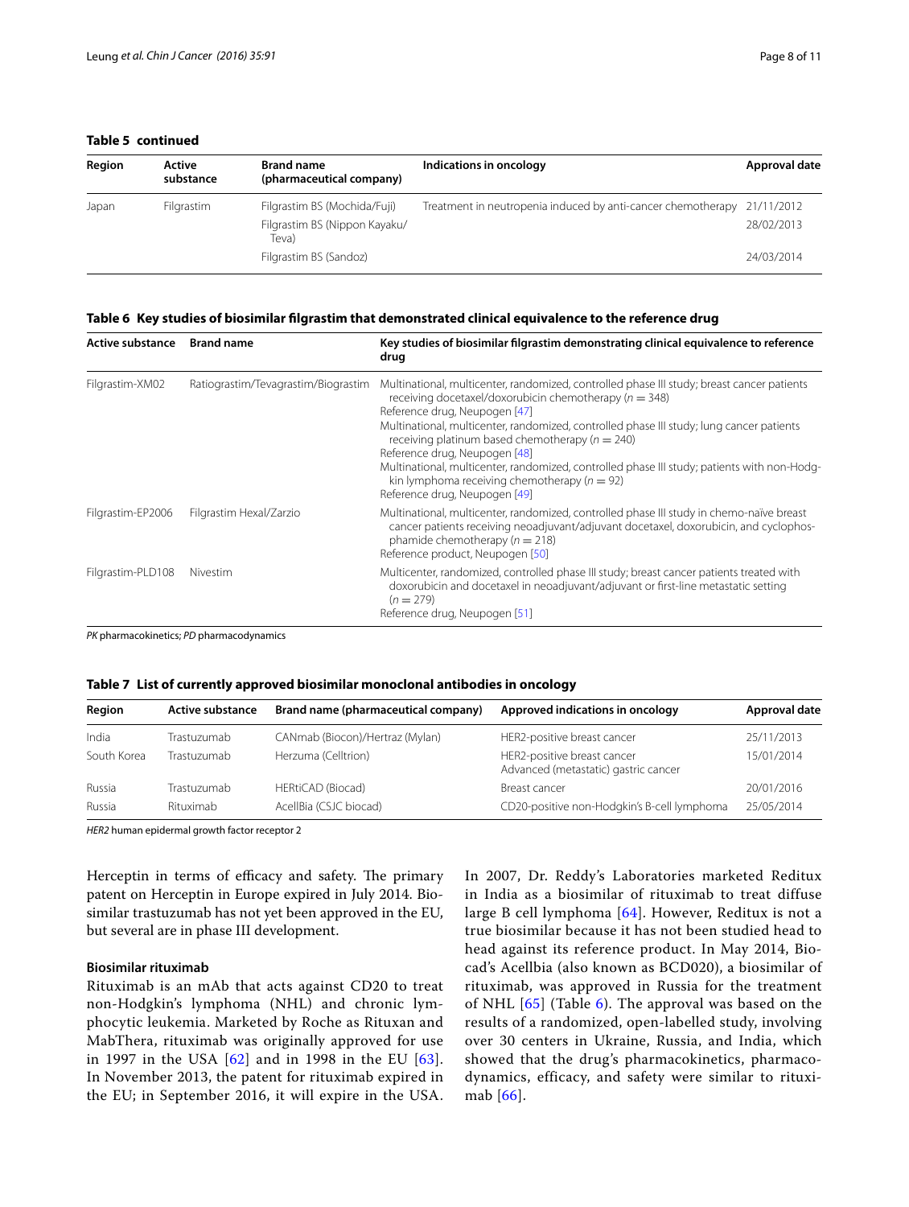**Table 5 continued**

| Region | Active substance | Brand name (pharmaceutical company) | Indications in oncology | Approval date |
|---|---|---|---|---|
| Japan | Filgrastim | Filgrastim BS (Mochida/Fuji) | Treatment in neutropenia induced by anti-cancer chemotherapy | 21/11/2012 |
| | | Filgrastim BS (Nippon Kayaku/Teva) | | 28/02/2013 |
| | | Filgrastim BS (Sandoz) | | 24/03/2014 |

**Table 6 Key studies of biosimilar filgrastim that demonstrated clinical equivalence to the reference drug**

| Active substance | Brand name | Key studies of biosimilar filgrastim demonstrating clinical equivalence to reference drug |
|---|---|---|
| Filgrastim-XM02 | Ratiograstim/Tevagrastim/Biograstim | Multinational, multicenter, randomized, controlled phase III study; breast cancer patients receiving docetaxel/doxorubicin chemotherapy ($n = 348$)<br>Reference drug, Neupogen [47]<br>Multinational, multicenter, randomized, controlled phase III study; lung cancer patients receiving platinum based chemotherapy ($n = 240$)<br>Reference drug, Neupogen [48]<br>Multinational, multicenter, randomized, controlled phase III study; patients with non-Hodgkin lymphoma receiving chemotherapy ($n = 92$)<br>Reference drug, Neupogen [49] |
| Filgrastim-EP2006 | Filgrastim Hexal/Zarzio | Multinational, multicenter, randomized, controlled phase III study in chemo-naïve breast cancer patients receiving neoadjuvant/adjuvant docetaxel, doxorubicin, and cyclophosphamide chemotherapy ($n = 218$)<br>Reference product, Neupogen [50] |
| Filgrastim-PLD108 | Nivestim | Multicenter, randomized, controlled phase III study; breast cancer patients treated with doxorubicin and docetaxel in neoadjuvant/adjuvant or first-line metastatic setting ($n = 279$)<br>Reference drug, Neupogen [51] |

*PK* pharmacokinetics; *PD* pharmacodynamics

**Table 7 List of currently approved biosimilar monoclonal antibodies in oncology**

| Region | Active substance | Brand name (pharmaceutical company) | Approved indications in oncology | Approval date |
|---|---|---|---|---|
| India | Trastuzumab | CANmab (Biocon)/Hertraz (Mylan) | HER2-positive breast cancer | 25/11/2013 |
| South Korea | Trastuzumab | Herzuma (Celltrion) | HER2-positive breast cancer<br>Advanced (metastatic) gastric cancer | 15/01/2014 |
| Russia | Trastuzumab | HERtiCAD (Biocad) | Breast cancer | 20/01/2016 |
| Russia | Rituximab | AcellBia (CSJC biocad) | CD20-positive non-Hodgkin's B-cell lymphoma | 25/05/2014 |

*HER2* human epidermal growth factor receptor 2

Herceptin in terms of efficacy and safety. The primary patent on Herceptin in Europe expired in July 2014. Biosimilar trastuzumab has not yet been approved in the EU, but several are in phase III development.

#### Biosimilar rituximab

Rituximab is an mAb that acts against CD20 to treat non-Hodgkin's lymphoma (NHL) and chronic lymphocytic leukemia. Marketed by Roche as Rituxan and MabThera, rituximab was originally approved for use in 1997 in the USA [62] and in 1998 in the EU [63]. In November 2013, the patent for rituximab expired in the EU; in September 2016, it will expire in the USA. In 2007, Dr. Reddy's Laboratories marketed Reditux in India as a biosimilar of rituximab to treat diffuse large B cell lymphoma [64]. However, Reditux is not a true biosimilar because it has not been studied head to head against its reference product. In May 2014, Biocad's Acellbia (also known as BCD020), a biosimilar of rituximab, was approved in Russia for the treatment of NHL [65] (Table 6). The approval was based on the results of a randomized, open-labelled study, involving over 30 centers in Ukraine, Russia, and India, which showed that the drug's pharmacokinetics, pharmacodynamics, efficacy, and safety were similar to rituximab [66].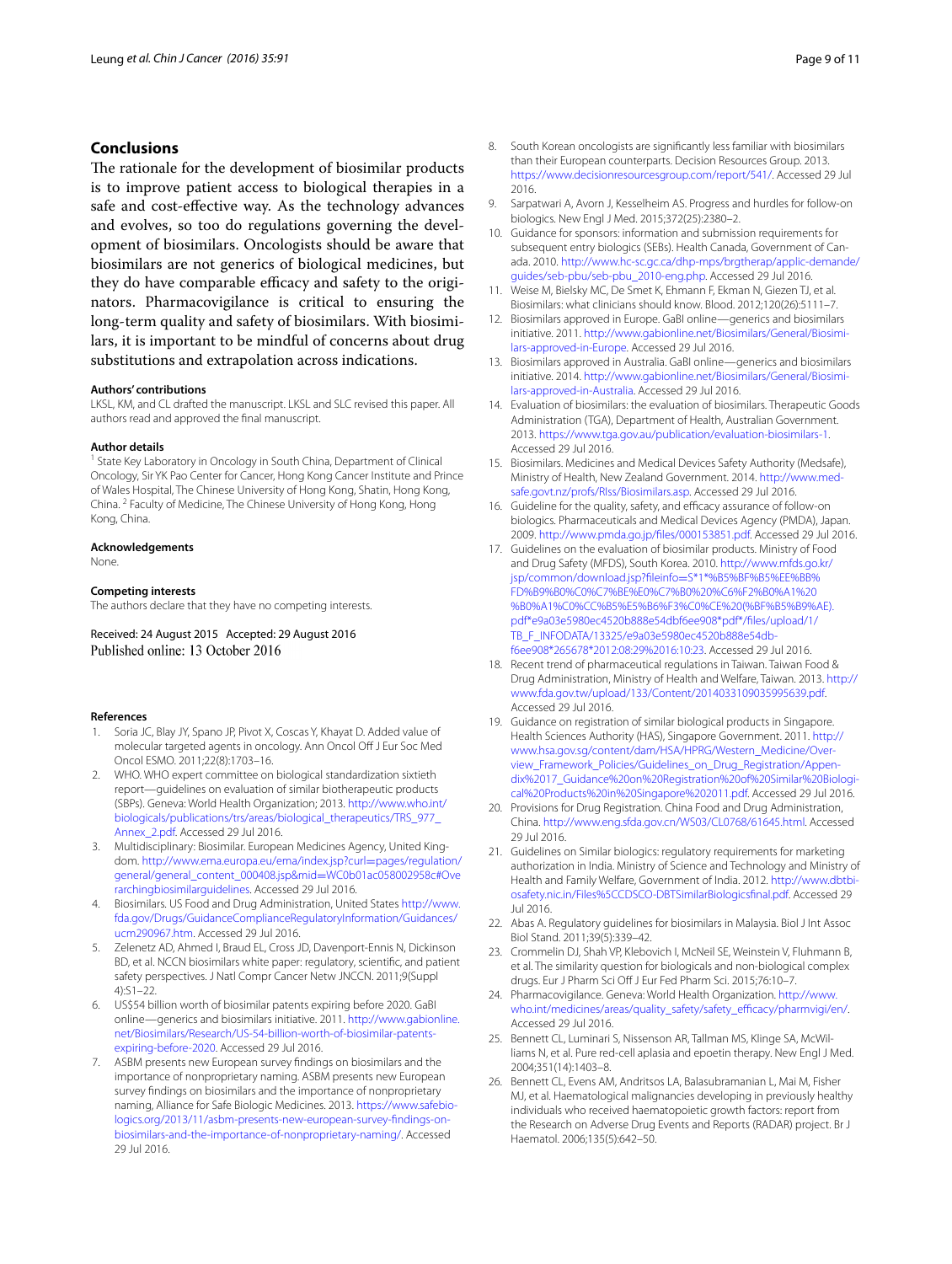## Conclusions

The rationale for the development of biosimilar products is to improve patient access to biological therapies in a safe and cost-effective way. As the technology advances and evolves, so too do regulations governing the development of biosimilars. Oncologists should be aware that biosimilars are not generics of biological medicines, but they do have comparable efficacy and safety to the originators. Pharmacovigilance is critical to ensuring the long-term quality and safety of biosimilars. With biosimilars, it is important to be mindful of concerns about drug substitutions and extrapolation across indications.

#### Authors' contributions

LKSL, KM, and CL drafted the manuscript. LKSL and SLC revised this paper. All authors read and approved the final manuscript.

#### Author details

[1] State Key Laboratory in Oncology in South China, Department of Clinical Oncology, Sir YK Pao Center for Cancer, Hong Kong Cancer Institute and Prince of Wales Hospital, The Chinese University of Hong Kong, Shatin, Hong Kong, China. [2] Faculty of Medicine, The Chinese University of Hong Kong, Hong Kong, China.

#### Acknowledgements

None.

#### Competing interests

The authors declare that they have no competing interests.

Received: 24 August 2015 Accepted: 29 August 2016
Published online: 13 October 2016

#### References

1. Soria JC, Blay JY, Spano JP, Pivot X, Coscas Y, Khayat D. Added value of molecular targeted agents in oncology. Ann Oncol Off J Eur Soc Med Oncol ESMO. 2011;22(8):1703–16.
2. WHO. WHO expert committee on biological standardization sixtieth report—guidelines on evaluation of similar biotherapeutic products (SBPs). Geneva: World Health Organization; 2013. http://www.who.int/biologicals/publications/trs/areas/biological_therapeutics/TRS_977_Annex_2.pdf. Accessed 29 Jul 2016.
3. Multidisciplinary: Biosimilar. European Medicines Agency, United Kingdom. http://www.ema.europa.eu/ema/index.jsp?curl=pages/regulation/general/general_content_000408.jsp&mid=WC0b01ac058002958c#Overarchingbiosimilarguidelines. Accessed 29 Jul 2016.
4. Biosimilars. US Food and Drug Administration, United States http://www.fda.gov/Drugs/GuidanceComplianceRegulatoryInformation/Guidances/ucm290967.htm. Accessed 29 Jul 2016.
5. Zelenetz AD, Ahmed I, Braud EL, Cross JD, Davenport-Ennis N, Dickinson BD, et al. NCCN biosimilars white paper: regulatory, scientific, and patient safety perspectives. J Natl Compr Cancer Netw JNCCN. 2011;9(Suppl 4):S1–22.
6. US$54 billion worth of biosimilar patents expiring before 2020. GaBI online—generics and biosimilars initiative. 2011. http://www.gabionline.net/Biosimilars/Research/US-54-billion-worth-of-biosimilar-patents-expiring-before-2020. Accessed 29 Jul 2016.
7. ASBM presents new European survey findings on biosimilars and the importance of nonproprietary naming. ASBM presents new European survey findings on biosimilars and the importance of nonproprietary naming, Alliance for Safe Biologic Medicines. 2013. https://www.safebiologics.org/2013/11/asbm-presents-new-european-survey-findings-on-biosimilars-and-the-importance-of-nonproprietary-naming/. Accessed 29 Jul 2016.
8. South Korean oncologists are significantly less familiar with biosimilars than their European counterparts. Decision Resources Group. 2013. https://www.decisionresourcesgroup.com/report/541/. Accessed 29 Jul 2016.
9. Sarpatwari A, Avorn J, Kesselheim AS. Progress and hurdles for follow-on biologics. New Engl J Med. 2015;372(25):2380–2.
10. Guidance for sponsors: information and submission requirements for subsequent entry biologics (SEBs). Health Canada, Government of Canada. 2010. http://www.hc-sc.gc.ca/dhp-mps/brgtherap/applic-demande/guides/seb-pbu/seb-pbu_2010-eng.php. Accessed 29 Jul 2016.
11. Weise M, Bielsky MC, De Smet K, Ehmann F, Ekman N, Giezen TJ, et al. Biosimilars: what clinicians should know. Blood. 2012;120(26):5111–7.
12. Biosimilars approved in Europe. GaBI online—generics and biosimilars initiative. 2011. http://www.gabionline.net/Biosimilars/General/Biosimilars-approved-in-Europe. Accessed 29 Jul 2016.
13. Biosimilars approved in Australia. GaBI online—generics and biosimilars initiative. 2014. http://www.gabionline.net/Biosimilars/General/Biosimilars-approved-in-Australia. Accessed 29 Jul 2016.
14. Evaluation of biosimilars: the evaluation of biosimilars. Therapeutic Goods Administration (TGA), Department of Health, Australian Government. 2013. https://www.tga.gov.au/publication/evaluation-biosimilars-1. Accessed 29 Jul 2016.
15. Biosimilars. Medicines and Medical Devices Safety Authority (Medsafe), Ministry of Health, New Zealand Government. 2014. http://www.medsafe.govt.nz/profs/RIss/Biosimilars.asp. Accessed 29 Jul 2016.
16. Guideline for the quality, safety, and efficacy assurance of follow-on biologics. Pharmaceuticals and Medical Devices Agency (PMDA), Japan. 2009. http://www.pmda.go.jp/files/000153851.pdf. Accessed 29 Jul 2016.
17. Guidelines on the evaluation of biosimilar products. Ministry of Food and Drug Safety (MFDS), South Korea. 2010. http://www.mfds.go.kr/jsp/common/download.jsp?fileinfo=S*1*%B5%BF%B5%EE%BB%FD%B9%B0%C0%C7%BE%E0%C7%B0%20%C6%F2%B0%A1%20%B0%A1%C0%CC%B5%E5%B6%F3%C0%CE%20(%BF%B5%B9%AE).pdf*e9a03e5980ec4520b888e54dbf6ee908*pdf*/files/upload/1/TB_F_INFODATA/13325/e9a03e5980ec4520b888e54dbf6ee908*265678*2012:08:29%2016:10:23. Accessed 29 Jul 2016.
18. Recent trend of pharmaceutical regulations in Taiwan. Taiwan Food & Drug Administration, Ministry of Health and Welfare, Taiwan. 2013. http://www.fda.gov.tw/upload/133/Content/2014033109035995639.pdf. Accessed 29 Jul 2016.
19. Guidance on registration of similar biological products in Singapore. Health Sciences Authority (HAS), Singapore Government. 2011. http://www.hsa.gov.sg/content/dam/HSA/HPRG/Western_Medicine/Overview_Framework_Policies/Guidelines_on_Drug_Registration/Appendix%2017_Guidance%20on%20Registration%20of%20Similar%20Biological%20Products%20in%20Singapore%202011.pdf. Accessed 29 Jul 2016.
20. Provisions for Drug Registration. China Food and Drug Administration, China. http://www.eng.sfda.gov.cn/WS03/CL0768/61645.html. Accessed 29 Jul 2016.
21. Guidelines on Similar biologics: regulatory requirements for marketing authorization in India. Ministry of Science and Technology and Ministry of Health and Family Welfare, Government of India. 2012. http://www.dbtbiosafety.nic.in/Files%5CCDSCO-DBTSimilarBiologicsfinal.pdf. Accessed 29 Jul 2016.
22. Abas A. Regulatory guidelines for biosimilars in Malaysia. Biol J Int Assoc Biol Stand. 2011;39(5):339–42.
23. Crommelin DJ, Shah VP, Klebovich I, McNeil SE, Weinstein V, Fluhmann B, et al. The similarity question for biologicals and non-biological complex drugs. Eur J Pharm Sci Off J Eur Fed Pharm Sci. 2015;76:10–7.
24. Pharmacovigilance. Geneva: World Health Organization. http://www.who.int/medicines/areas/quality_safety/safety_efficacy/pharmvigi/en/. Accessed 29 Jul 2016.
25. Bennett CL, Luminari S, Nissenson AR, Tallman MS, Klinge SA, McWilliams N, et al. Pure red-cell aplasia and epoetin therapy. New Engl J Med. 2004;351(14):1403–8.
26. Bennett CL, Evens AM, Andritsos LA, Balasubramanian L, Mai M, Fisher MJ, et al. Haematological malignancies developing in previously healthy individuals who received haematopoietic growth factors: report from the Research on Adverse Drug Events and Reports (RADAR) project. Br J Haematol. 2006;135(5):642–50.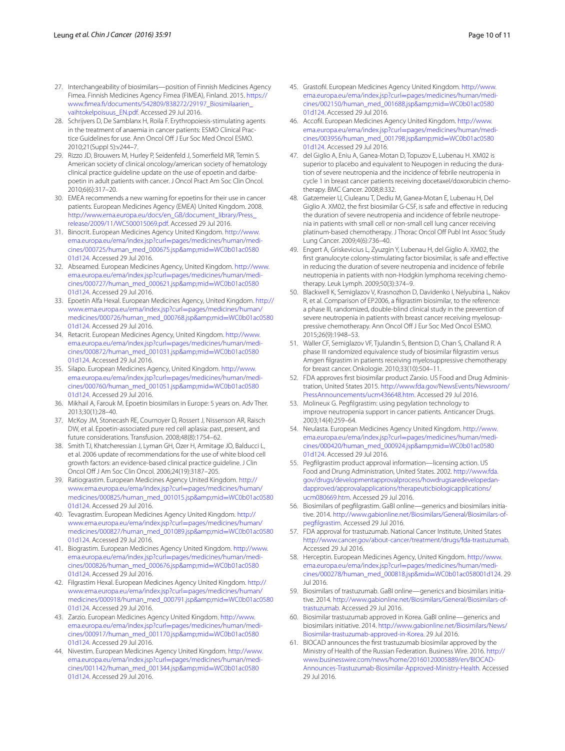27. Interchangeability of biosimilars—position of Finnish Medicines Agency Fimea. Finnish Medicines Agency Fimea (FIMEA), Finland. 2015. https://www.fimea.fi/documents/542809/838272/29197_Biosimilaarien_vaihtokelpoisuus_EN.pdf. Accessed 29 Jul 2016.
28. Schrijvers D, De Samblanx H, Roila F. Erythropoiesis-stimulating agents in the treatment of anaemia in cancer patients: ESMO Clinical Practice Guidelines for use. Ann Oncol Off J Eur Soc Med Oncol ESMO. 2010;21(Suppl 5):v244–7.
29. Rizzo JD, Brouwers M, Hurley P, Seidenfeld J, Somerfield MR, Temin S. American society of clinical oncology/american society of hematology clinical practice guideline update on the use of epoetin and darbepoetin in adult patients with cancer. J Oncol Pract Am Soc Clin Oncol. 2010;6(6):317–20.
30. EMEA recommends a new warning for epoetins for their use in cancer patients. European Medicines Agency (EMEA) United Kingdom. 2008. http://www.ema.europa.eu/docs/en_GB/document_library/Press_release/2009/11/WC500015069.pdf. Accessed 29 Jul 2016.
31. Binocrit. European Medicines Agency United Kingdom. http://www.ema.europa.eu/ema/index.jsp?curl=pages/medicines/human/medicines/000725/human_med_000675.jsp&amp;mid=WC0b01ac058001d124. Accessed 29 Jul 2016.
32. Abseamed. European Medicines Agency, United Kingdom. http://www.ema.europa.eu/ema/index.jsp?curl=pages/medicines/human/medicines/000727/human_med_000621.jsp&amp;mid=WC0b01ac058001d124. Accessed 29 Jul 2016.
33. Epoetin Alfa Hexal. European Medicines Agency, United Kingdom. http://www.ema.europa.eu/ema/index.jsp?curl=pages/medicines/human/medicines/000726/human_med_000768.jsp&amp;mid=WC0b01ac058001d124. Accessed 29 Jul 2016.
34. Retacrit. European Medicines Agency, United Kingdom. http://www.ema.europa.eu/ema/index.jsp?curl=pages/medicines/human/medicines/000872/human_med_001031.jsp&amp;mid=WC0b01ac058001d124. Accessed 29 Jul 2016.
35. Silapo. European Medicines Agency, United Kingdom. http://www.ema.europa.eu/ema/index.jsp?curl=pages/medicines/human/medicines/000760/human_med_001051.jsp&amp;mid=WC0b01ac058001d124. Accessed 29 Jul 2016.
36. Mikhail A, Farouk M. Epoetin biosimilars in Europe: 5 years on. Adv Ther. 2013;30(1):28–40.
37. McKoy JM, Stonecash RE, Cournoyer D, Rossert J, Nissenson AR, Raisch DW, et al. Epoetin-associated pure red cell aplasia: past, present, and future considerations. Transfusion. 2008;48(8):1754–62.
38. Smith TJ, Khatcheressian J, Lyman GH, Ozer H, Armitage JO, Balducci L, et al. 2006 update of recommendations for the use of white blood cell growth factors: an evidence-based clinical practice guideline. J Clin Oncol Off J Am Soc Clin Oncol. 2006;24(19):3187–205.
39. Ratiograstim. European Medicines Agency United Kingdom. http://www.ema.europa.eu/ema/index.jsp?curl=pages/medicines/human/medicines/000825/human_med_001015.jsp&amp;mid=WC0b01ac058001d124. Accessed 29 Jul 2016.
40. Tevagrastim. European Medicines Agency United Kingdom. http://www.ema.europa.eu/ema/index.jsp?curl=pages/medicines/human/medicines/000827/human_med_001089.jsp&amp;mid=WC0b01ac058001d124. Accessed 29 Jul 2016.
41. Biograstim. European Medicines Agency United Kingdom. http://www.ema.europa.eu/ema/index.jsp?curl=pages/medicines/human/medicines/000826/human_med_000676.jsp&amp;mid=WC0b01ac058001d124. Accessed 29 Jul 2016.
42. Filgrastim Hexal. European Medicines Agency United Kingdom. http://www.ema.europa.eu/ema/index.jsp?curl=pages/medicines/human/medicines/000918/human_med_000791.jsp&amp;mid=WC0b01ac058001d124. Accessed 29 Jul 2016.
43. Zarzio. European Medicines Agency United Kingdom. http://www.ema.europa.eu/ema/index.jsp?curl=pages/medicines/human/medicines/000917/human_med_001170.jsp&amp;mid=WC0b01ac058001d124. Accessed 29 Jul 2016.
44. Nivestim. European Medicines Agency United Kingdom. http://www.ema.europa.eu/ema/index.jsp?curl=pages/medicines/human/medicines/001142/human_med_001344.jsp&amp;mid=WC0b01ac058001d124. Accessed 29 Jul 2016.
45. Grastofil. European Medicines Agency United Kingdom. http://www.ema.europa.eu/ema/index.jsp?curl=pages/medicines/human/medicines/002150/human_med_001688.jsp&amp;mid=WC0b01ac058001d124. Accessed 29 Jul 2016.
46. Accofil. European Medicines Agency United Kingdom. http://www.ema.europa.eu/ema/index.jsp?curl=pages/medicines/human/medicines/003956/human_med_001798.jsp&amp;mid=WC0b01ac058001d124. Accessed 29 Jul 2016.
47. del Giglio A, Eniu A, Ganea-Motan D, Topuzov E, Lubenau H. XM02 is superior to placebo and equivalent to Neupogen in reducing the duration of severe neutropenia and the incidence of febrile neutropenia in cycle 1 in breast cancer patients receiving docetaxel/doxorubicin chemotherapy. BMC Cancer. 2008;8:332.
48. Gatzemeier U, Ciuleanu T, Dediu M, Ganea-Motan E, Lubenau H, Del Giglio A. XM02, the first biosimilar G-CSF, is safe and effective in reducing the duration of severe neutropenia and incidence of febrile neutropenia in patients with small cell or non-small cell lung cancer receiving platinum-based chemotherapy. J Thorac Oncol Off Publ Int Assoc Study Lung Cancer. 2009;4(6):736–40.
49. Engert A, Griskevicius L, Zyuzgin Y, Lubenau H, del Giglio A. XM02, the first granulocyte colony-stimulating factor biosimilar, is safe and effective in reducing the duration of severe neutropenia and incidence of febrile neutropenia in patients with non-Hodgkin lymphoma receiving chemotherapy. Leuk Lymph. 2009;50(3):374–9.
50. Blackwell K, Semiglazov V, Krasnozhon D, Davidenko I, Nelyubina L, Nakov R, et al. Comparison of EP2006, a filgrastim biosimilar, to the reference: a phase III, randomized, double-blind clinical study in the prevention of severe neutropenia in patients with breast cancer receiving myelosuppressive chemotherapy. Ann Oncol Off J Eur Soc Med Oncol ESMO. 2015;26(9):1948–53.
51. Waller CF, Semiglazov VF, Tjulandin S, Bentsion D, Chan S, Challand R. A phase III randomized equivalence study of biosimilar filgrastim versus Amgen filgrastim in patients receiving myelosuppressive chemotherapy for breast cancer. Onkologie. 2010;33(10):504–11.
52. FDA approves first biosimilar product Zarxio. US Food and Drug Administration, United States 2015. http://www.fda.gov/NewsEvents/Newsroom/PressAnnouncements/ucm436648.htm. Accessed 29 Jul 2016.
53. Molineux G. Pegfilgrastim: using pegylation technology to improve neutropenia support in cancer patients. Anticancer Drugs. 2003;14(4):259–64.
54. Neulasta. European Medicines Agency United Kingdom. http://www.ema.europa.eu/ema/index.jsp?curl=pages/medicines/human/medicines/000420/human_med_000924.jsp&amp;mid=WC0b01ac058001d124. Accessed 29 Jul 2016.
55. Pegfilgrastim product approval information—licensing action. US Food and Drung Administration, United States. 2002. http://www.fda.gov/drugs/developmentapprovalprocess/howdrugsaredevelopedandapproved/approvalapplications/therapeuticbiologicapplications/ucm080669.htm. Accessed 29 Jul 2016.
56. Biosimilars of pegfilgrastim. GaBI online—generics and biosimilars initiative. 2014. http://www.gabionline.net/Biosimilars/General/Biosimilars-of-pegfilgrastim. Accessed 29 Jul 2016.
57. FDA approval for trastuzumab. National Cancer Institute, United States http://www.cancer.gov/about-cancer/treatment/drugs/fda-trastuzumab. Accessed 29 Jul 2016.
58. Herceptin. European Medicines Agency, United Kingdom. http://www.ema.europa.eu/ema/index.jsp?curl=pages/medicines/human/medicines/000278/human_med_000818.jsp&mid=WC0b01ac058001d124. 29 Jul 2016.
59. Biosimilars of trastuzumab. GaBI online—generics and biosimilars initiative. 2014. http://www.gabionline.net/Biosimilars/General/Biosimilars-of-trastuzumab. Accessed 29 Jul 2016.
60. Biosimilar trastuzumab approved in Korea. GaBI online—generics and biosimilars initiative. 2014. http://www.gabionline.net/Biosimilars/News/Biosimilar-trastuzumab-approved-in-Korea. 29 Jul 2016.
61. BIOCAD announces the first trastuzumab biosimilar approved by the Ministry of Health of the Russian Federation. Business Wire. 2016. http://www.businesswire.com/news/home/20160120005889/en/BIOCAD-Announces-Trastuzumab-Biosimilar-Approved-Ministry-Health. Accessed 29 Jul 2016.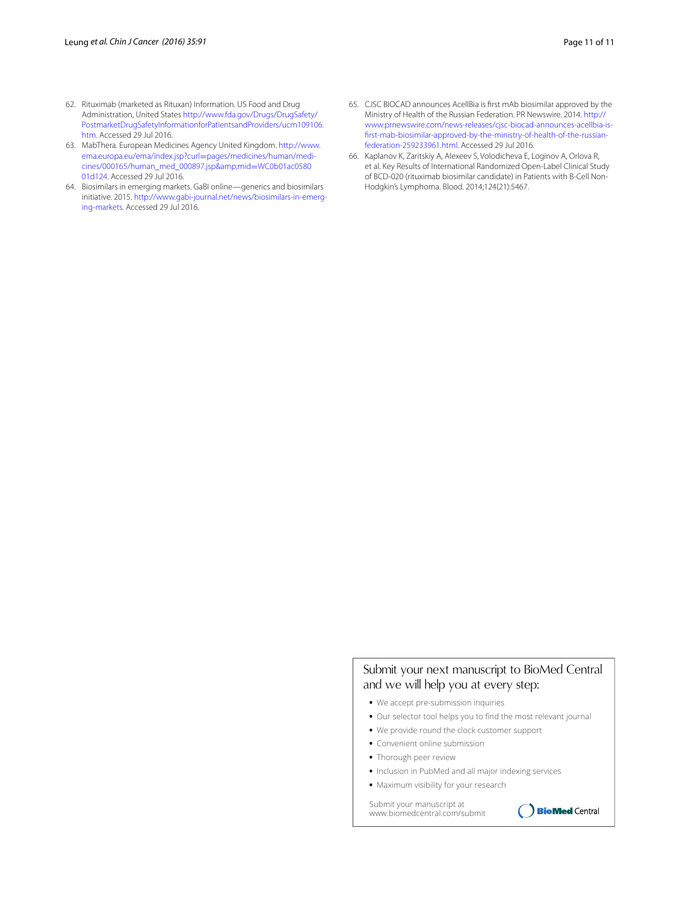62. Rituximab (marketed as Rituxan) Information. US Food and Drug Administration, United States http://www.fda.gov/Drugs/DrugSafety/PostmarketDrugSafetyInformationforPatientsandProviders/ucm109106.htm. Accessed 29 Jul 2016.
63. MabThera. European Medicines Agency United Kingdom. http://www.ema.europa.eu/ema/index.jsp?curl=pages/medicines/human/medicines/000165/human_med_000897.jsp&amp;mid=WC0b01ac058001d124. Accessed 29 Jul 2016.
64. Biosimilars in emerging markets. GaBI online—generics and biosimilars initiative. 2015. http://www.gabi-journal.net/news/biosimilars-in-emerging-markets. Accessed 29 Jul 2016.
65. CJSC BIOCAD announces AcellBia is first mAb biosimilar approved by the Ministry of Health of the Russian Federation. PR Newswire. 2014. http://www.prnewswire.com/news-releases/cjsc-biocad-announces-acellbia-is-first-mab-biosimilar-approved-by-the-ministry-of-health-of-the-russian-federation-259233961.html. Accessed 29 Jul 2016.
66. Kaplanov K, Zaritskiy A, Alexeev S, Volodicheva E, Loginov A, Orlova R, et al. Key Results of International Randomized Open-Label Clinical Study of BCD-020 (rituximab biosimilar candidate) in Patients with B-Cell Non-Hodgkin's Lymphoma. Blood. 2014;124(21):5467.

Submit your next manuscript to BioMed Central and we will help you at every step:

- We accept pre-submission inquiries
- Our selector tool helps you to find the most relevant journal
- We provide round the clock customer support
- Convenient online submission
- Thorough peer review
- Inclusion in PubMed and all major indexing services
- Maximum visibility for your research

Submit your manuscript at www.biomedcentral.com/submit

BioMed Central